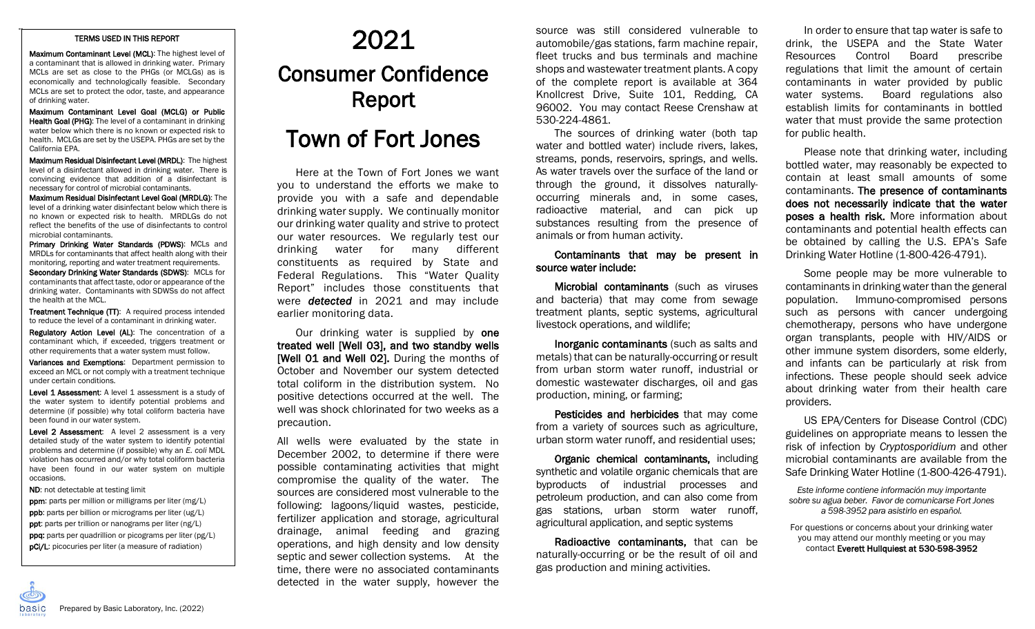# 2021

# Consumer Confidence Report

# Town of Fort Jones

Here at the Town of Fort Jones we want you to understand the efforts we make to provide you with a safe and dependable drinking water supply. We continually monitor our drinking water quality and strive to protect our water resources. We regularly test our drinking water for many different constituents as required by State and Federal Regulations. This "Water Quality Report" includes those constituents that were ***detected*** in 2021 and may include earlier monitoring data.

Our drinking water is supplied by **one treated well [Well 03], and two standby wells [Well 01 and Well 02].** During the months of October and November our system detected total coliform in the distribution system. No positive detections occurred at the well. The well was shock chlorinated for two weeks as a precaution.

All wells were evaluated by the state in December 2002, to determine if there were possible contaminating activities that might compromise the quality of the water. The sources are considered most vulnerable to the following: lagoons/liquid wastes, pesticide, fertilizer application and storage, agricultural drainage, animal feeding and grazing operations, and high density and low density septic and sewer collection systems. At the time, there were no associated contaminants detected in the water supply, however the source was still considered vulnerable to automobile/gas stations, farm machine repair, fleet trucks and bus terminals and machine shops and wastewater treatment plants. A copy of the complete report is available at 364 Knollcrest Drive, Suite 101, Redding, CA 96002. You may contact Reese Crenshaw at 530-224-4861.

The sources of drinking water (both tap water and bottled water) include rivers, lakes, streams, ponds, reservoirs, springs, and wells. As water travels over the surface of the land or through the ground, it dissolves naturally-occurring minerals and, in some cases, radioactive material, and can pick up substances resulting from the presence of animals or from human activity.

**Contaminants that may be present in source water include:**

**Microbial contaminants** (such as viruses and bacteria) that may come from sewage treatment plants, septic systems, agricultural livestock operations, and wildlife;

**Inorganic contaminants** (such as salts and metals) that can be naturally-occurring or result from urban storm water runoff, industrial or domestic wastewater discharges, oil and gas production, mining, or farming;

**Pesticides and herbicides** that may come from a variety of sources such as agriculture, urban storm water runoff, and residential uses;

**Organic chemical contaminants,** including synthetic and volatile organic chemicals that are byproducts of industrial processes and petroleum production, and can also come from gas stations, urban storm water runoff, agricultural application, and septic systems

**Radioactive contaminants,** that can be naturally-occurring or be the result of oil and gas production and mining activities.

In order to ensure that tap water is safe to drink, the USEPA and the State Water Resources Control Board prescribe regulations that limit the amount of certain contaminants in water provided by public water systems. Board regulations also establish limits for contaminants in bottled water that must provide the same protection for public health.

Please note that drinking water, including bottled water, may reasonably be expected to contain at least small amounts of some contaminants. **The presence of contaminants does not necessarily indicate that the water poses a health risk.** More information about contaminants and potential health effects can be obtained by calling the U.S. EPA's Safe Drinking Water Hotline (1-800-426-4791).

Some people may be more vulnerable to contaminants in drinking water than the general population. Immuno-compromised persons such as persons with cancer undergoing chemotherapy, persons who have undergone organ transplants, people with HIV/AIDS or other immune system disorders, some elderly, and infants can be particularly at risk from infections. These people should seek advice about drinking water from their health care providers.

US EPA/Centers for Disease Control (CDC) guidelines on appropriate means to lessen the risk of infection by *Cryptosporidium* and other microbial contaminants are available from the Safe Drinking Water Hotline (1-800-426-4791).

*Este informe contiene información muy importante sobre su agua beber. Favor de comunicarse Fort Jones a 598-3952 para asistirlo en español.*

For questions or concerns about your drinking water you may attend our monthly meeting or you may contact **Everett Hullquiest at 530-598-3952**

### TERMS USED IN THIS REPORT

**Maximum Contaminant Level (MCL)**: The highest level of a contaminant that is allowed in drinking water. Primary MCLs are set as close to the PHGs (or MCLGs) as is economically and technologically feasible. Secondary MCLs are set to protect the odor, taste, and appearance of drinking water.

**Maximum Contaminant Level Goal (MCLG) or Public Health Goal (PHG)**: The level of a contaminant in drinking water below which there is no known or expected risk to health. MCLGs are set by the USEPA. PHGs are set by the California EPA.

**Maximum Residual Disinfectant Level (MRDL)**: The highest level of a disinfectant allowed in drinking water. There is convincing evidence that addition of a disinfectant is necessary for control of microbial contaminants.

**Maximum Residual Disinfectant Level Goal (MRDLG)**: The level of a drinking water disinfectant below which there is no known or expected risk to health. MRDLGs do not reflect the benefits of the use of disinfectants to control microbial contaminants.

**Primary Drinking Water Standards (PDWS)**: MCLs and MRDLs for contaminants that affect health along with their monitoring, reporting and water treatment requirements.

**Secondary Drinking Water Standards (SDWS)**: MCLs for contaminants that affect taste, odor or appearance of the drinking water. Contaminants with SDWSs do not affect the health at the MCL.

**Treatment Technique (TT)**: A required process intended to reduce the level of a contaminant in drinking water.

**Regulatory Action Level (AL)**: The concentration of a contaminant which, if exceeded, triggers treatment or other requirements that a water system must follow.

**Variances and Exemptions**: Department permission to exceed an MCL or not comply with a treatment technique under certain conditions.

**Level 1 Assessment**: A level 1 assessment is a study of the water system to identify potential problems and determine (if possible) why total coliform bacteria have been found in our water system.

**Level 2 Assessment**: A level 2 assessment is a very detailed study of the water system to identify potential problems and determine (if possible) why an *E. coli* MDL violation has occurred and/or why total coliform bacteria have been found in our water system on multiple occasions.

**ND**: not detectable at testing limit

**ppm**: parts per million or milligrams per liter (mg/L)

**ppb**: parts per billion or micrograms per liter (ug/L)

**ppt**: parts per trillion or nanograms per liter (ng/L)

**ppq**: parts per quadrillion or picograms per liter (pg/L)

**pCi/L**: picocuries per liter (a measure of radiation)

Prepared by Basic Laboratory, Inc. (2022)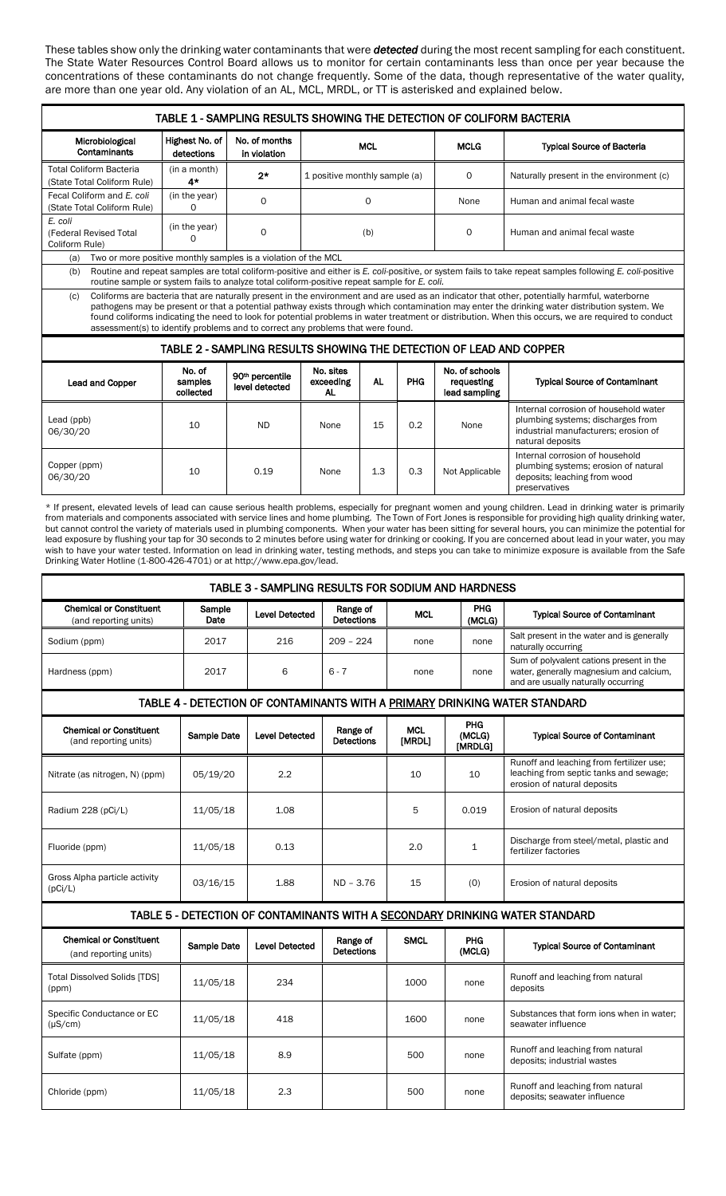These tables show only the drinking water contaminants that were ***detected*** during the most recent sampling for each constituent. The State Water Resources Control Board allows us to monitor for certain contaminants less than once per year because the concentrations of these contaminants do not change frequently. Some of the data, though representative of the water quality, are more than one year old. Any violation of an AL, MCL, MRDL, or TT is asterisked and explained below.

## TABLE 1 - SAMPLING RESULTS SHOWING THE DETECTION OF COLIFORM BACTERIA

| Microbiological Contaminants | Highest No. of detections | No. of months in violation | MCL | MCLG | Typical Source of Bacteria |
|---|---|---|---|---|---|
| Total Coliform Bacteria (State Total Coliform Rule) | (in a month) 4* | 2* | 1 positive monthly sample (a) | 0 | Naturally present in the environment (c) |
| Fecal Coliform and *E. coli* (State Total Coliform Rule) | (in the year) 0 | 0 | 0 | None | Human and animal fecal waste |
| *E. coli* (Federal Revised Total Coliform Rule) | (in the year) 0 | 0 | (b) | 0 | Human and animal fecal waste |

(a) Two or more positive monthly samples is a violation of the MCL

(b) Routine and repeat samples are total coliform-positive and either is *E. coli*-positive, or system fails to take repeat samples following *E. coli*-positive routine sample or system fails to analyze total coliform-positive repeat sample for *E. coli*.

(c) Coliforms are bacteria that are naturally present in the environment and are used as an indicator that other, potentially harmful, waterborne pathogens may be present or that a potential pathway exists through which contamination may enter the drinking water distribution system. We found coliforms indicating the need to look for potential problems in water treatment or distribution. When this occurs, we are required to conduct assessment(s) to identify problems and to correct any problems that were found.

## TABLE 2 - SAMPLING RESULTS SHOWING THE DETECTION OF LEAD AND COPPER

| Lead and Copper | No. of samples collected | 90th percentile level detected | No. sites exceeding AL | AL | PHG | No. of schools requesting lead sampling | Typical Source of Contaminant |
|---|---|---|---|---|---|---|---|
| Lead (ppb) 06/30/20 | 10 | ND | None | 15 | 0.2 | None | Internal corrosion of household water plumbing systems; discharges from industrial manufacturers; erosion of natural deposits |
| Copper (ppm) 06/30/20 | 10 | 0.19 | None | 1.3 | 0.3 | Not Applicable | Internal corrosion of household plumbing systems; erosion of natural deposits; leaching from wood preservatives |

\* If present, elevated levels of lead can cause serious health problems, especially for pregnant women and young children. Lead in drinking water is primarily from materials and components associated with service lines and home plumbing. The Town of Fort Jones is responsible for providing high quality drinking water, but cannot control the variety of materials used in plumbing components. When your water has been sitting for several hours, you can minimize the potential for lead exposure by flushing your tap for 30 seconds to 2 minutes before using water for drinking or cooking. If you are concerned about lead in your water, you may wish to have your water tested. Information on lead in drinking water, testing methods, and steps you can take to minimize exposure is available from the Safe Drinking Water Hotline (1-800-426-4701) or at http://www.epa.gov/lead.

## TABLE 3 - SAMPLING RESULTS FOR SODIUM AND HARDNESS

| Chemical or Constituent (and reporting units) | Sample Date | Level Detected | Range of Detections | MCL | PHG (MCLG) | Typical Source of Contaminant |
|---|---|---|---|---|---|---|
| Sodium (ppm) | 2017 | 216 | 209 – 224 | none | none | Salt present in the water and is generally naturally occurring |
| Hardness (ppm) | 2017 | 6 | 6 - 7 | none | none | Sum of polyvalent cations present in the water, generally magnesium and calcium, and are usually naturally occurring |

## TABLE 4 - DETECTION OF CONTAMINANTS WITH A PRIMARY DRINKING WATER STANDARD

| Chemical or Constituent (and reporting units) | Sample Date | Level Detected | Range of Detections | MCL [MRDL] | PHG (MCLG) [MRDLG] | Typical Source of Contaminant |
|---|---|---|---|---|---|---|
| Nitrate (as nitrogen, N) (ppm) | 05/19/20 | 2.2 | | 10 | 10 | Runoff and leaching from fertilizer use; leaching from septic tanks and sewage; erosion of natural deposits |
| Radium 228 (pCi/L) | 11/05/18 | 1.08 | | 5 | 0.019 | Erosion of natural deposits |
| Fluoride (ppm) | 11/05/18 | 0.13 | | 2.0 | 1 | Discharge from steel/metal, plastic and fertilizer factories |
| Gross Alpha particle activity (pCi/L) | 03/16/15 | 1.88 | ND – 3.76 | 15 | (0) | Erosion of natural deposits |

## TABLE 5 - DETECTION OF CONTAMINANTS WITH A SECONDARY DRINKING WATER STANDARD

| Chemical or Constituent (and reporting units) | Sample Date | Level Detected | Range of Detections | SMCL | PHG (MCLG) | Typical Source of Contaminant |
|---|---|---|---|---|---|---|
| Total Dissolved Solids [TDS] (ppm) | 11/05/18 | 234 | | 1000 | none | Runoff and leaching from natural deposits |
| Specific Conductance or EC (μS/cm) | 11/05/18 | 418 | | 1600 | none | Substances that form ions when in water; seawater influence |
| Sulfate (ppm) | 11/05/18 | 8.9 | | 500 | none | Runoff and leaching from natural deposits; industrial wastes |
| Chloride (ppm) | 11/05/18 | 2.3 | | 500 | none | Runoff and leaching from natural deposits; seawater influence |